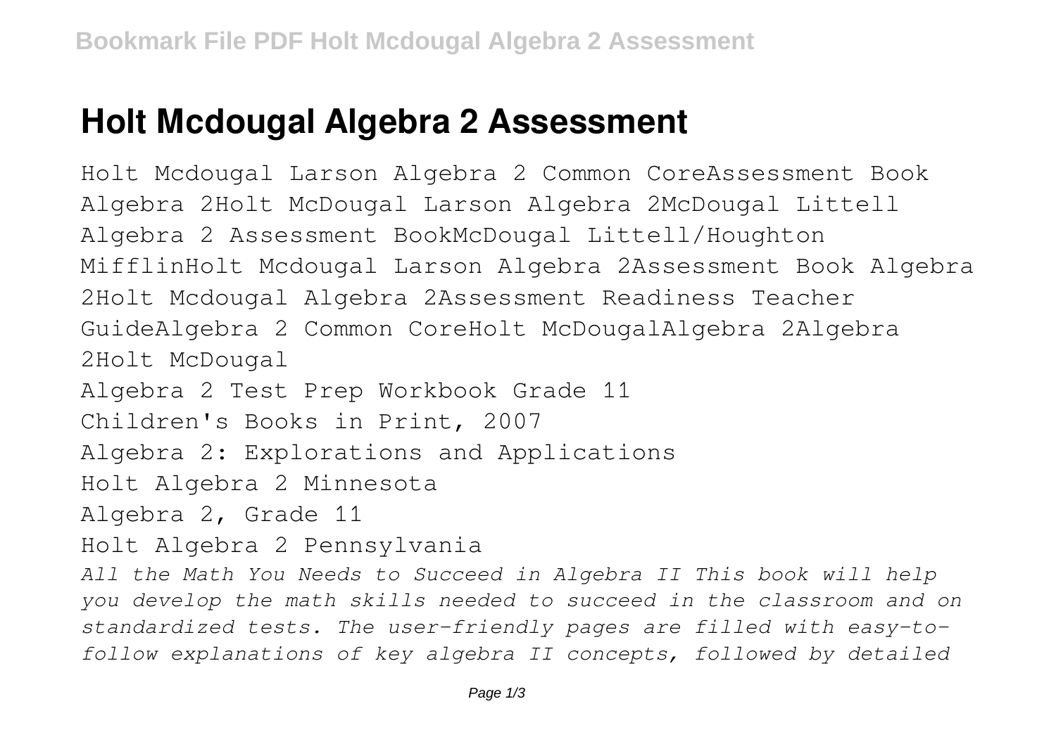# Holt Mcdougal Algebra 2 Assessment

Holt Mcdougal Larson Algebra 2 Common CoreAssessment Book Algebra 2Holt McDougal Larson Algebra 2McDougal Littell Algebra 2 Assessment BookMcDougal Littell/Houghton MifflinHolt Mcdougal Larson Algebra 2Assessment Book Algebra 2Holt Mcdougal Algebra 2Assessment Readiness Teacher GuideAlgebra 2 Common CoreHolt McDougalAlgebra 2Algebra 2Holt McDougal

Algebra 2 Test Prep Workbook Grade 11

Children's Books in Print, 2007

Algebra 2: Explorations and Applications

Holt Algebra 2 Minnesota

Algebra 2, Grade 11

Holt Algebra 2 Pennsylvania

*All the Math You Needs to Succeed in Algebra II This book will help you develop the math skills needed to succeed in the classroom and on standardized tests. The user-friendly pages are filled with easy-to-follow explanations of key algebra II concepts, followed by detailed*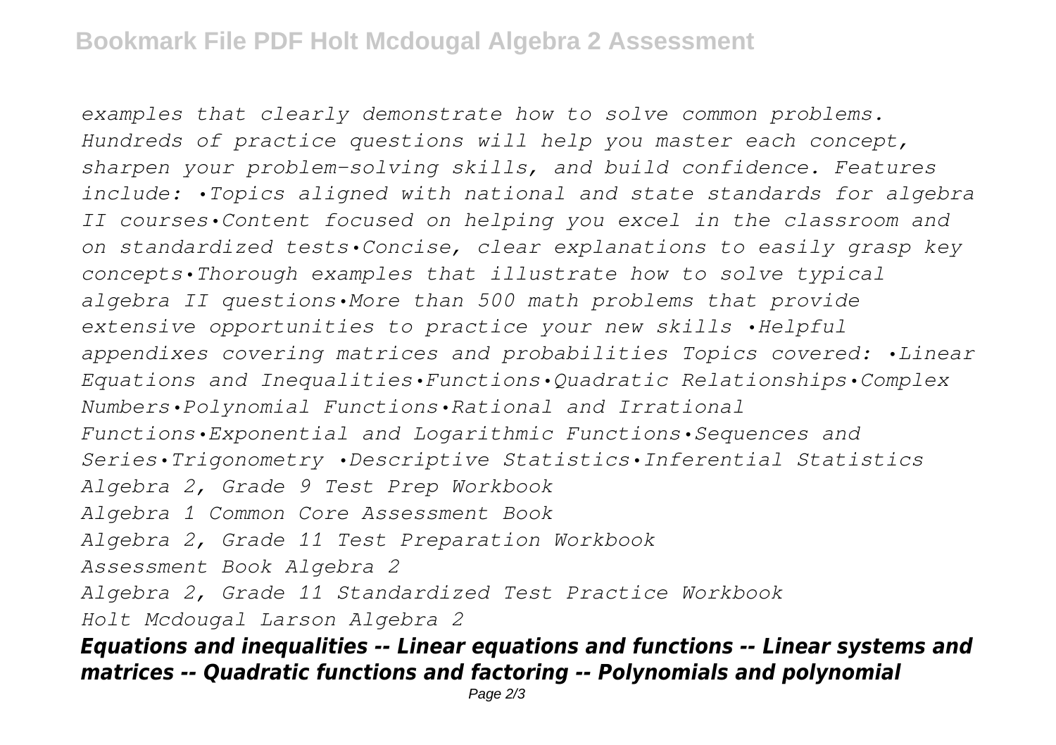*examples that clearly demonstrate how to solve common problems. Hundreds of practice questions will help you master each concept, sharpen your problem-solving skills, and build confidence. Features include: •Topics aligned with national and state standards for algebra II courses•Content focused on helping you excel in the classroom and on standardized tests•Concise, clear explanations to easily grasp key concepts•Thorough examples that illustrate how to solve typical algebra II questions•More than 500 math problems that provide extensive opportunities to practice your new skills •Helpful appendixes covering matrices and probabilities Topics covered: •Linear Equations and Inequalities•Functions•Quadratic Relationships•Complex Numbers•Polynomial Functions•Rational and Irrational Functions•Exponential and Logarithmic Functions•Sequences and Series•Trigonometry •Descriptive Statistics•Inferential Statistics*

*Algebra 2, Grade 9 Test Prep Workbook*

*Algebra 1 Common Core Assessment Book*

*Algebra 2, Grade 11 Test Preparation Workbook*

*Assessment Book Algebra 2*

*Algebra 2, Grade 11 Standardized Test Practice Workbook*

*Holt Mcdougal Larson Algebra 2*

***Equations and inequalities -- Linear equations and functions -- Linear systems and matrices -- Quadratic functions and factoring -- Polynomials and polynomial***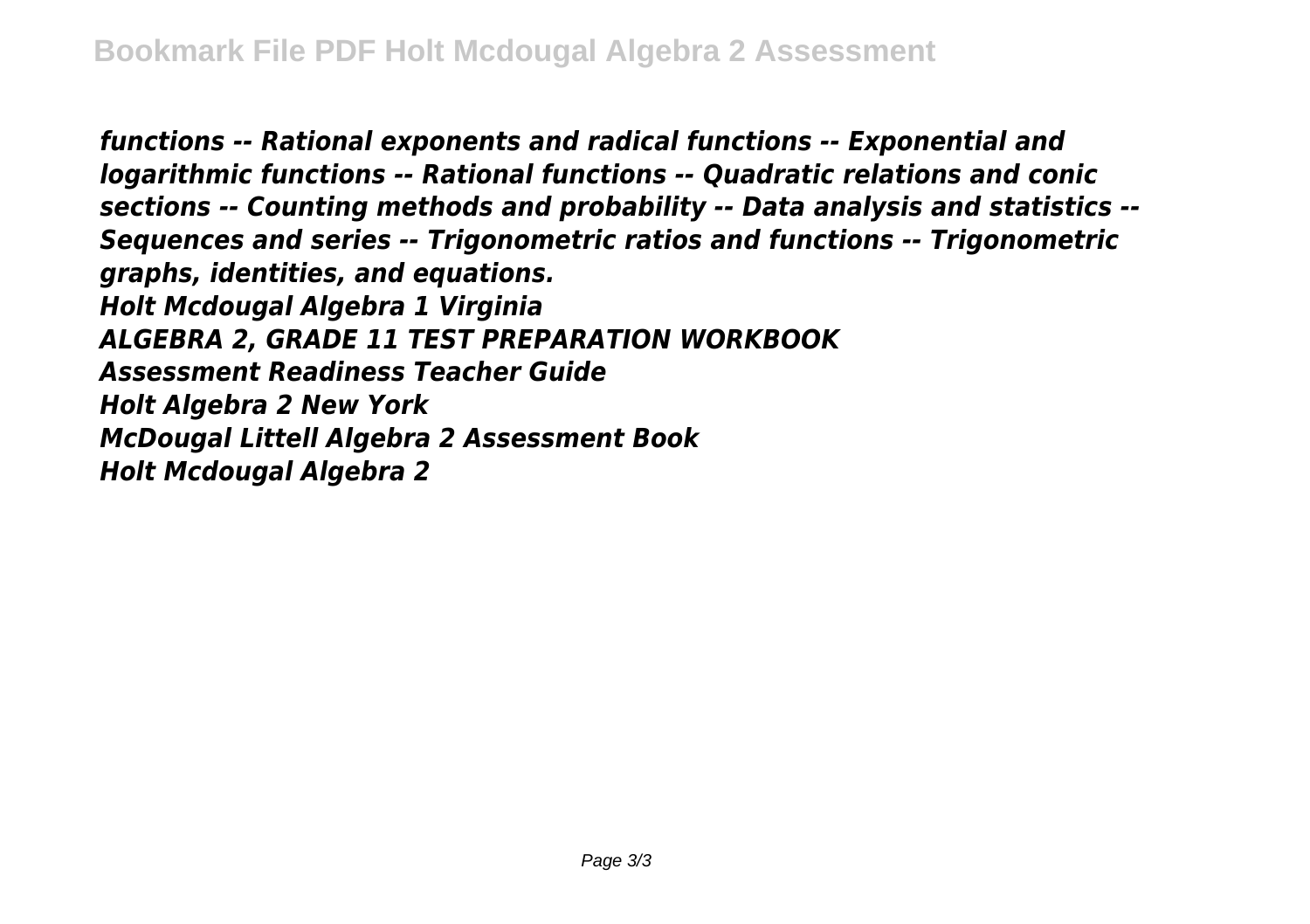*functions -- Rational exponents and radical functions -- Exponential and logarithmic functions -- Rational functions -- Quadratic relations and conic sections -- Counting methods and probability -- Data analysis and statistics -- Sequences and series -- Trigonometric ratios and functions -- Trigonometric graphs, identities, and equations.*

***Holt Mcdougal Algebra 1 Virginia***

***ALGEBRA 2, GRADE 11 TEST PREPARATION WORKBOOK***

***Assessment Readiness Teacher Guide***

***Holt Algebra 2 New York***

***McDougal Littell Algebra 2 Assessment Book***

***Holt Mcdougal Algebra 2***